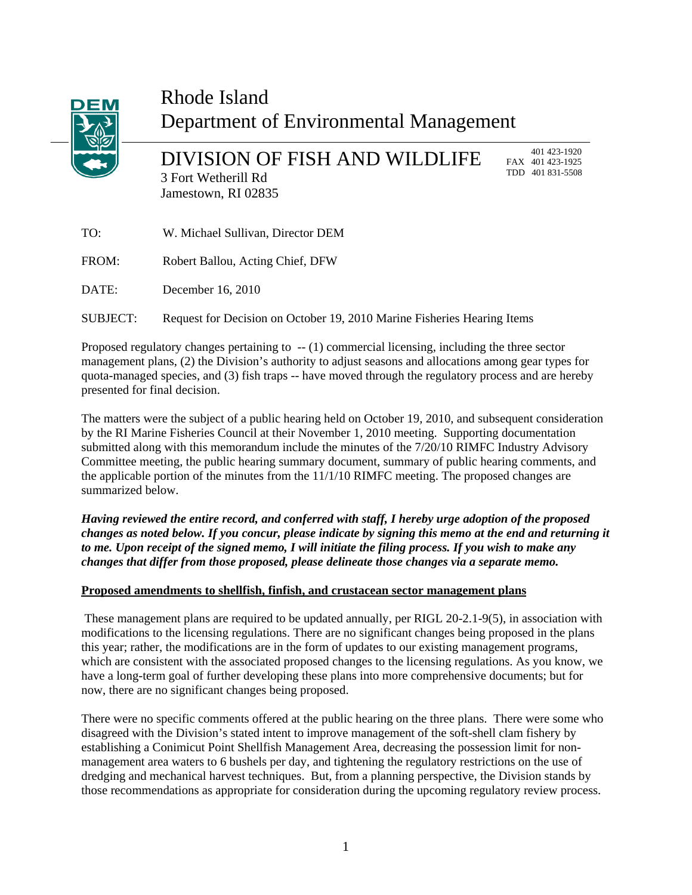# Rhode Island
# Department of Environmental Management

## DIVISION OF FISH AND WILDLIFE

3 Fort Wetherill Rd
Jamestown, RI 02835

401 423-1920
FAX 401 423-1925
TDD 401 831-5508

| | |
|---|---|
| TO: | W. Michael Sullivan, Director DEM |
| FROM: | Robert Ballou, Acting Chief, DFW |
| DATE: | December 16, 2010 |
| SUBJECT: | Request for Decision on October 19, 2010 Marine Fisheries Hearing Items |

Proposed regulatory changes pertaining to -- (1) commercial licensing, including the three sector management plans, (2) the Division's authority to adjust seasons and allocations among gear types for quota-managed species, and (3) fish traps -- have moved through the regulatory process and are hereby presented for final decision.

The matters were the subject of a public hearing held on October 19, 2010, and subsequent consideration by the RI Marine Fisheries Council at their November 1, 2010 meeting. Supporting documentation submitted along with this memorandum include the minutes of the 7/20/10 RIMFC Industry Advisory Committee meeting, the public hearing summary document, summary of public hearing comments, and the applicable portion of the minutes from the 11/1/10 RIMFC meeting. The proposed changes are summarized below.

***Having reviewed the entire record, and conferred with staff, I hereby urge adoption of the proposed changes as noted below. If you concur, please indicate by signing this memo at the end and returning it to me. Upon receipt of the signed memo, I will initiate the filing process. If you wish to make any changes that differ from those proposed, please delineate those changes via a separate memo.***

**Proposed amendments to shellfish, finfish, and crustacean sector management plans**

These management plans are required to be updated annually, per RIGL 20-2.1-9(5), in association with modifications to the licensing regulations. There are no significant changes being proposed in the plans this year; rather, the modifications are in the form of updates to our existing management programs, which are consistent with the associated proposed changes to the licensing regulations. As you know, we have a long-term goal of further developing these plans into more comprehensive documents; but for now, there are no significant changes being proposed.

There were no specific comments offered at the public hearing on the three plans. There were some who disagreed with the Division's stated intent to improve management of the soft-shell clam fishery by establishing a Conimicut Point Shellfish Management Area, decreasing the possession limit for non-management area waters to 6 bushels per day, and tightening the regulatory restrictions on the use of dredging and mechanical harvest techniques. But, from a planning perspective, the Division stands by those recommendations as appropriate for consideration during the upcoming regulatory review process.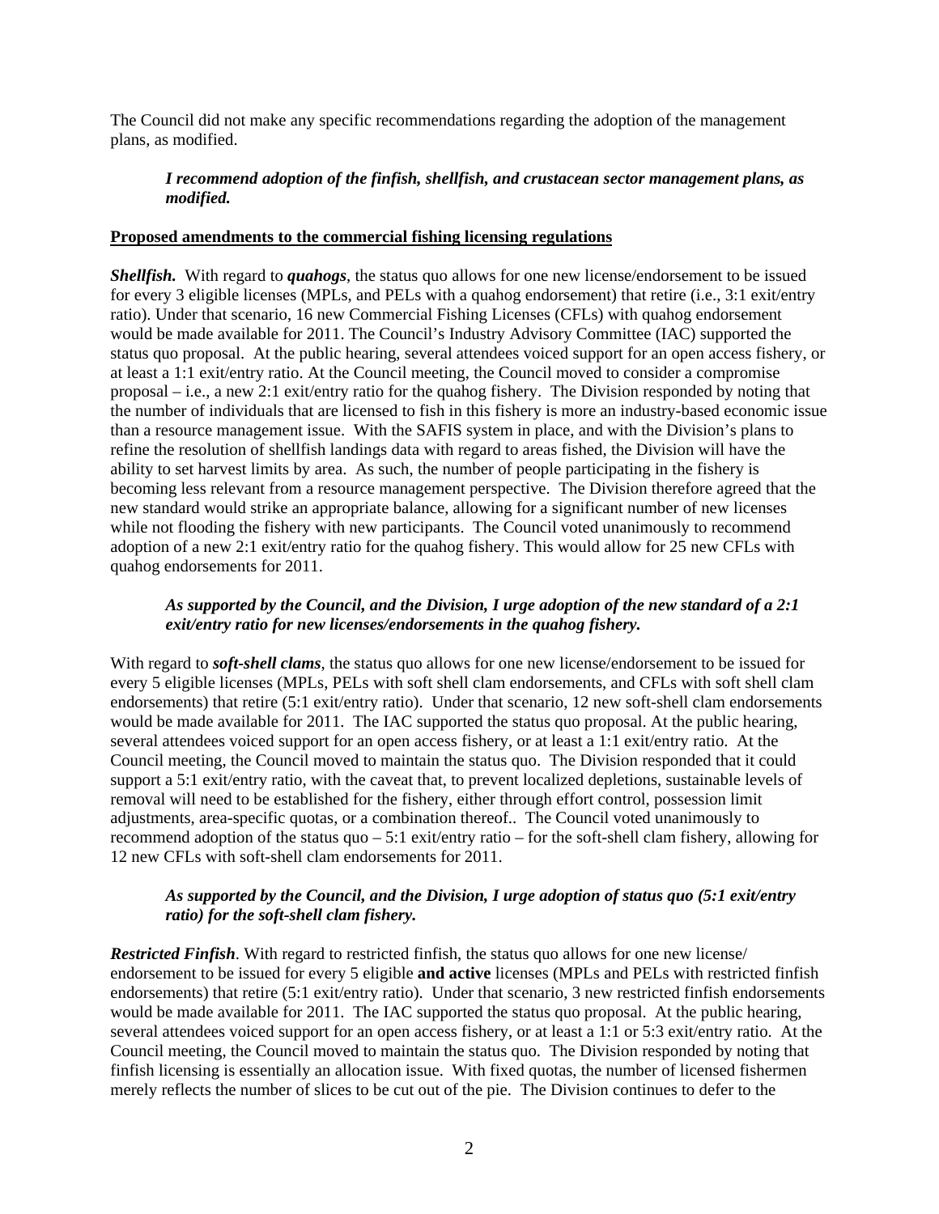The Council did not make any specific recommendations regarding the adoption of the management plans, as modified.

> ***I recommend adoption of the finfish, shellfish, and crustacean sector management plans, as modified.***

**Proposed amendments to the commercial fishing licensing regulations**

***Shellfish.*** With regard to ***quahogs***, the status quo allows for one new license/endorsement to be issued for every 3 eligible licenses (MPLs, and PELs with a quahog endorsement) that retire (i.e., 3:1 exit/entry ratio). Under that scenario, 16 new Commercial Fishing Licenses (CFLs) with quahog endorsement would be made available for 2011. The Council's Industry Advisory Committee (IAC) supported the status quo proposal. At the public hearing, several attendees voiced support for an open access fishery, or at least a 1:1 exit/entry ratio. At the Council meeting, the Council moved to consider a compromise proposal – i.e., a new 2:1 exit/entry ratio for the quahog fishery. The Division responded by noting that the number of individuals that are licensed to fish in this fishery is more an industry-based economic issue than a resource management issue. With the SAFIS system in place, and with the Division's plans to refine the resolution of shellfish landings data with regard to areas fished, the Division will have the ability to set harvest limits by area. As such, the number of people participating in the fishery is becoming less relevant from a resource management perspective. The Division therefore agreed that the new standard would strike an appropriate balance, allowing for a significant number of new licenses while not flooding the fishery with new participants. The Council voted unanimously to recommend adoption of a new 2:1 exit/entry ratio for the quahog fishery. This would allow for 25 new CFLs with quahog endorsements for 2011.

> ***As supported by the Council, and the Division, I urge adoption of the new standard of a 2:1 exit/entry ratio for new licenses/endorsements in the quahog fishery.***

With regard to ***soft-shell clams***, the status quo allows for one new license/endorsement to be issued for every 5 eligible licenses (MPLs, PELs with soft shell clam endorsements, and CFLs with soft shell clam endorsements) that retire (5:1 exit/entry ratio). Under that scenario, 12 new soft-shell clam endorsements would be made available for 2011. The IAC supported the status quo proposal. At the public hearing, several attendees voiced support for an open access fishery, or at least a 1:1 exit/entry ratio. At the Council meeting, the Council moved to maintain the status quo. The Division responded that it could support a 5:1 exit/entry ratio, with the caveat that, to prevent localized depletions, sustainable levels of removal will need to be established for the fishery, either through effort control, possession limit adjustments, area-specific quotas, or a combination thereof.. The Council voted unanimously to recommend adoption of the status quo – 5:1 exit/entry ratio – for the soft-shell clam fishery, allowing for 12 new CFLs with soft-shell clam endorsements for 2011.

> ***As supported by the Council, and the Division, I urge adoption of status quo (5:1 exit/entry ratio) for the soft-shell clam fishery.***

***Restricted Finfish***. With regard to restricted finfish, the status quo allows for one new license/ endorsement to be issued for every 5 eligible **and active** licenses (MPLs and PELs with restricted finfish endorsements) that retire (5:1 exit/entry ratio). Under that scenario, 3 new restricted finfish endorsements would be made available for 2011. The IAC supported the status quo proposal. At the public hearing, several attendees voiced support for an open access fishery, or at least a 1:1 or 5:3 exit/entry ratio. At the Council meeting, the Council moved to maintain the status quo. The Division responded by noting that finfish licensing is essentially an allocation issue. With fixed quotas, the number of licensed fishermen merely reflects the number of slices to be cut out of the pie. The Division continues to defer to the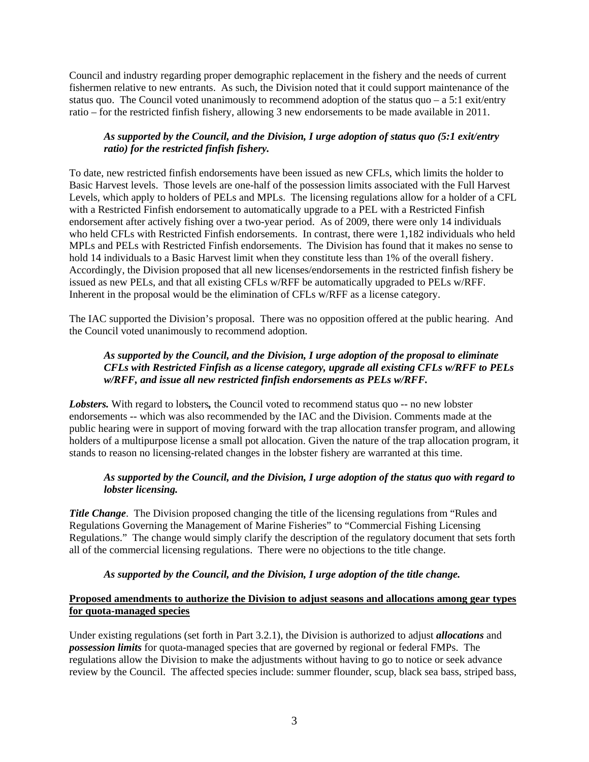Council and industry regarding proper demographic replacement in the fishery and the needs of current fishermen relative to new entrants. As such, the Division noted that it could support maintenance of the status quo. The Council voted unanimously to recommend adoption of the status quo – a 5:1 exit/entry ratio – for the restricted finfish fishery, allowing 3 new endorsements to be made available in 2011.

> ***As supported by the Council, and the Division, I urge adoption of status quo (5:1 exit/entry ratio) for the restricted finfish fishery.***

To date, new restricted finfish endorsements have been issued as new CFLs, which limits the holder to Basic Harvest levels. Those levels are one-half of the possession limits associated with the Full Harvest Levels, which apply to holders of PELs and MPLs. The licensing regulations allow for a holder of a CFL with a Restricted Finfish endorsement to automatically upgrade to a PEL with a Restricted Finfish endorsement after actively fishing over a two-year period. As of 2009, there were only 14 individuals who held CFLs with Restricted Finfish endorsements. In contrast, there were 1,182 individuals who held MPLs and PELs with Restricted Finfish endorsements. The Division has found that it makes no sense to hold 14 individuals to a Basic Harvest limit when they constitute less than 1% of the overall fishery. Accordingly, the Division proposed that all new licenses/endorsements in the restricted finfish fishery be issued as new PELs, and that all existing CFLs w/RFF be automatically upgraded to PELs w/RFF. Inherent in the proposal would be the elimination of CFLs w/RFF as a license category.

The IAC supported the Division's proposal. There was no opposition offered at the public hearing. And the Council voted unanimously to recommend adoption.

> ***As supported by the Council, and the Division, I urge adoption of the proposal to eliminate CFLs with Restricted Finfish as a license category, upgrade all existing CFLs w/RFF to PELs w/RFF, and issue all new restricted finfish endorsements as PELs w/RFF.***

***Lobsters.*** With regard to lobsters**,** the Council voted to recommend status quo -- no new lobster endorsements -- which was also recommended by the IAC and the Division. Comments made at the public hearing were in support of moving forward with the trap allocation transfer program, and allowing holders of a multipurpose license a small pot allocation. Given the nature of the trap allocation program, it stands to reason no licensing-related changes in the lobster fishery are warranted at this time.

> ***As supported by the Council, and the Division, I urge adoption of the status quo with regard to lobster licensing.***

***Title Change***. The Division proposed changing the title of the licensing regulations from "Rules and Regulations Governing the Management of Marine Fisheries" to "Commercial Fishing Licensing Regulations." The change would simply clarify the description of the regulatory document that sets forth all of the commercial licensing regulations. There were no objections to the title change.

> ***As supported by the Council, and the Division, I urge adoption of the title change.***

**<u>Proposed amendments to authorize the Division to adjust seasons and allocations among gear types for quota-managed species</u>**

Under existing regulations (set forth in Part 3.2.1), the Division is authorized to adjust ***allocations*** and ***possession limits*** for quota-managed species that are governed by regional or federal FMPs. The regulations allow the Division to make the adjustments without having to go to notice or seek advance review by the Council. The affected species include: summer flounder, scup, black sea bass, striped bass,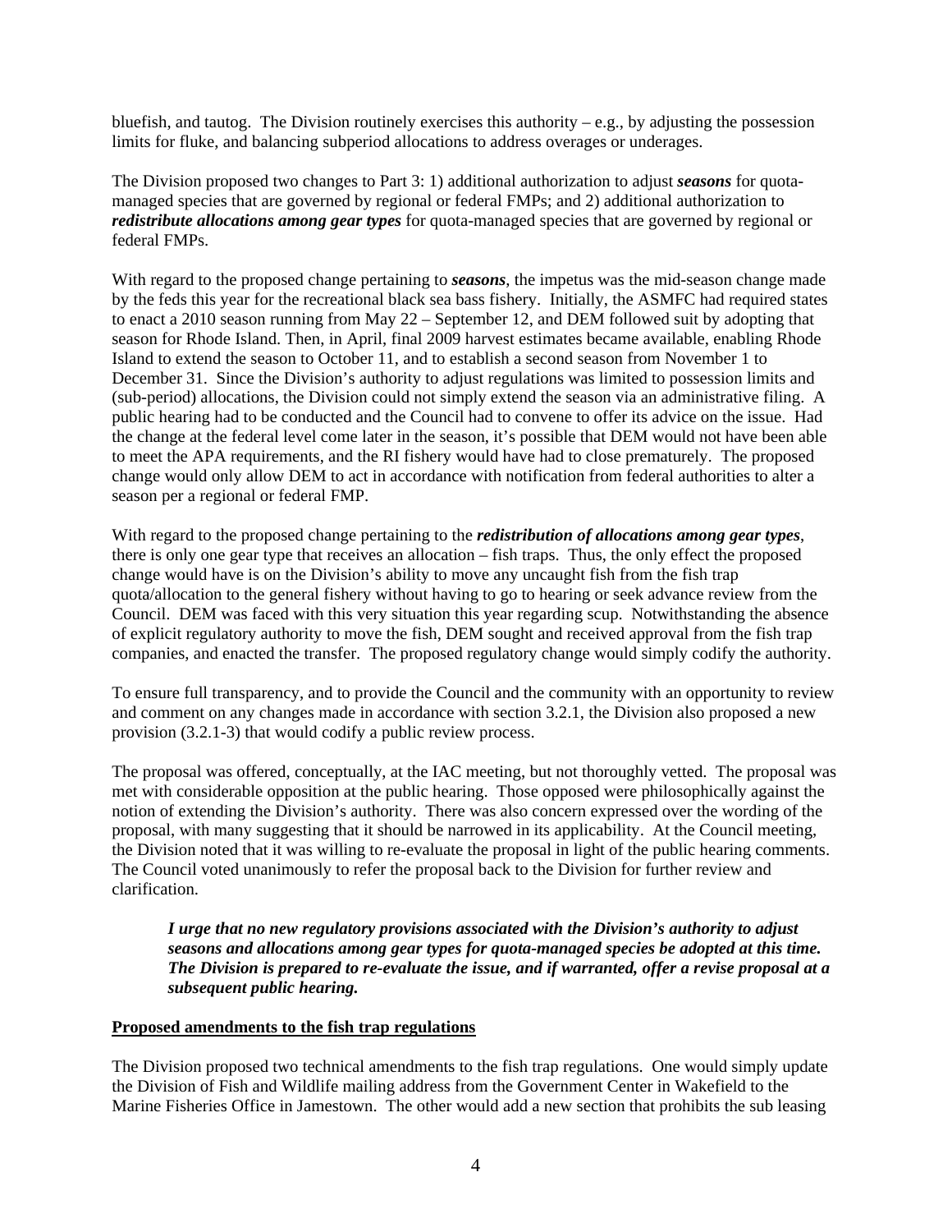bluefish, and tautog. The Division routinely exercises this authority – e.g., by adjusting the possession limits for fluke, and balancing subperiod allocations to address overages or underages.

The Division proposed two changes to Part 3: 1) additional authorization to adjust ***seasons*** for quota-managed species that are governed by regional or federal FMPs; and 2) additional authorization to ***redistribute allocations among gear types*** for quota-managed species that are governed by regional or federal FMPs.

With regard to the proposed change pertaining to ***seasons***, the impetus was the mid-season change made by the feds this year for the recreational black sea bass fishery. Initially, the ASMFC had required states to enact a 2010 season running from May 22 – September 12, and DEM followed suit by adopting that season for Rhode Island. Then, in April, final 2009 harvest estimates became available, enabling Rhode Island to extend the season to October 11, and to establish a second season from November 1 to December 31. Since the Division's authority to adjust regulations was limited to possession limits and (sub-period) allocations, the Division could not simply extend the season via an administrative filing. A public hearing had to be conducted and the Council had to convene to offer its advice on the issue. Had the change at the federal level come later in the season, it's possible that DEM would not have been able to meet the APA requirements, and the RI fishery would have had to close prematurely. The proposed change would only allow DEM to act in accordance with notification from federal authorities to alter a season per a regional or federal FMP.

With regard to the proposed change pertaining to the ***redistribution of allocations among gear types***, there is only one gear type that receives an allocation – fish traps. Thus, the only effect the proposed change would have is on the Division's ability to move any uncaught fish from the fish trap quota/allocation to the general fishery without having to go to hearing or seek advance review from the Council. DEM was faced with this very situation this year regarding scup. Notwithstanding the absence of explicit regulatory authority to move the fish, DEM sought and received approval from the fish trap companies, and enacted the transfer. The proposed regulatory change would simply codify the authority.

To ensure full transparency, and to provide the Council and the community with an opportunity to review and comment on any changes made in accordance with section 3.2.1, the Division also proposed a new provision (3.2.1-3) that would codify a public review process.

The proposal was offered, conceptually, at the IAC meeting, but not thoroughly vetted. The proposal was met with considerable opposition at the public hearing. Those opposed were philosophically against the notion of extending the Division's authority. There was also concern expressed over the wording of the proposal, with many suggesting that it should be narrowed in its applicability. At the Council meeting, the Division noted that it was willing to re-evaluate the proposal in light of the public hearing comments. The Council voted unanimously to refer the proposal back to the Division for further review and clarification.

> ***I urge that no new regulatory provisions associated with the Division's authority to adjust seasons and allocations among gear types for quota-managed species be adopted at this time. The Division is prepared to re-evaluate the issue, and if warranted, offer a revise proposal at a subsequent public hearing.***

**Proposed amendments to the fish trap regulations**

The Division proposed two technical amendments to the fish trap regulations. One would simply update the Division of Fish and Wildlife mailing address from the Government Center in Wakefield to the Marine Fisheries Office in Jamestown. The other would add a new section that prohibits the sub leasing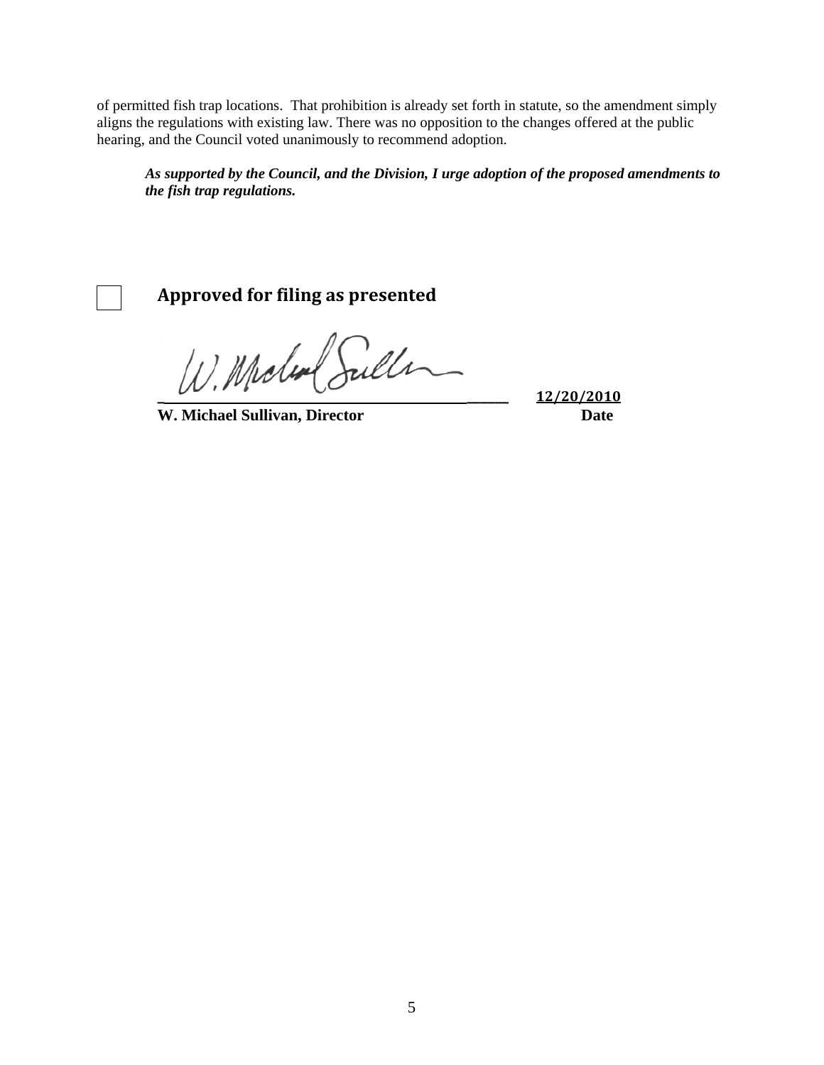of permitted fish trap locations. That prohibition is already set forth in statute, so the amendment simply aligns the regulations with existing law. There was no opposition to the changes offered at the public hearing, and the Council voted unanimously to recommend adoption.

***As supported by the Council, and the Division, I urge adoption of the proposed amendments to the fish trap regulations.***

☐ **Approved for filing as presented**

______________________________ **12/20/2010**

**W. Michael Sullivan, Director** **Date**